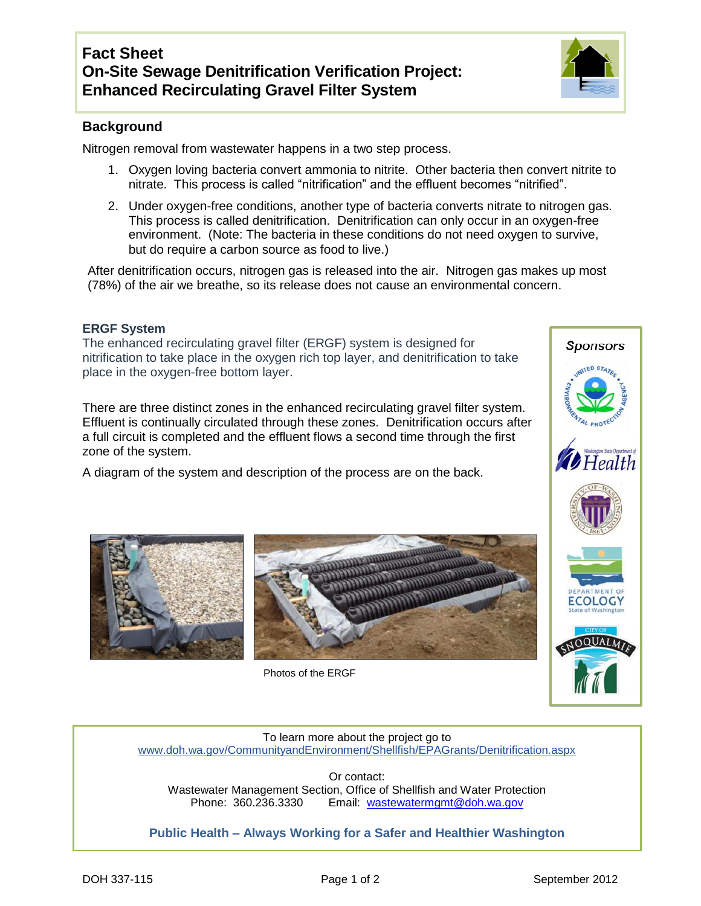# Fact Sheet
# On-Site Sewage Denitrification Verification Project: Enhanced Recirculating Gravel Filter System

## Background

Nitrogen removal from wastewater happens in a two step process.

1. Oxygen loving bacteria convert ammonia to nitrite. Other bacteria then convert nitrite to nitrate. This process is called "nitrification" and the effluent becomes "nitrified".
2. Under oxygen-free conditions, another type of bacteria converts nitrate to nitrogen gas. This process is called denitrification. Denitrification can only occur in an oxygen-free environment. (Note: The bacteria in these conditions do not need oxygen to survive, but do require a carbon source as food to live.)

After denitrification occurs, nitrogen gas is released into the air. Nitrogen gas makes up most (78%) of the air we breathe, so its release does not cause an environmental concern.

### ERGF System

The enhanced recirculating gravel filter (ERGF) system is designed for nitrification to take place in the oxygen rich top layer, and denitrification to take place in the oxygen-free bottom layer.

There are three distinct zones in the enhanced recirculating gravel filter system. Effluent is continually circulated through these zones. Denitrification occurs after a full circuit is completed and the effluent flows a second time through the first zone of the system.

A diagram of the system and description of the process are on the back.

Photos of the ERGF

**Sponsors**

To learn more about the project go to
www.doh.wa.gov/CommunityandEnvironment/Shellfish/EPAGrants/Denitrification.aspx

Or contact:
Wastewater Management Section, Office of Shellfish and Water Protection
Phone: 360.236.3330 Email: wastewatermgmt@doh.wa.gov

**Public Health – Always Working for a Safer and Healthier Washington**

DOH 337-115 September 2012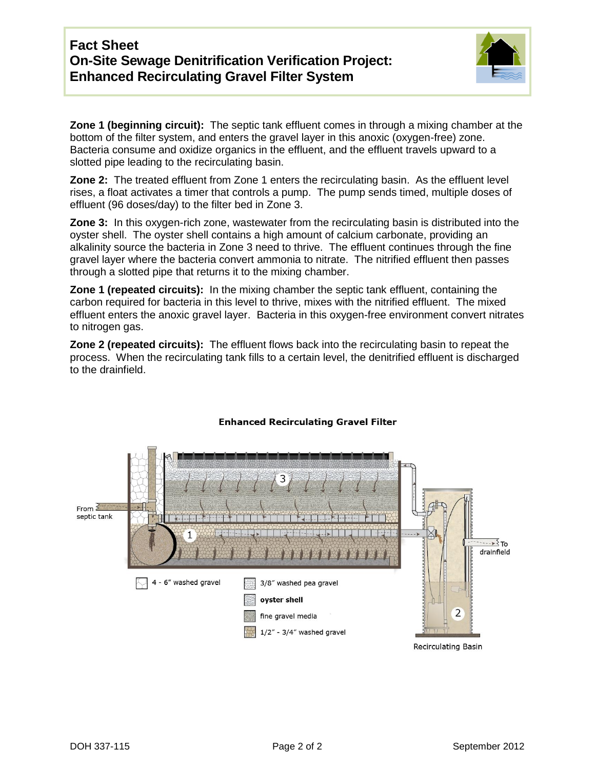# Fact Sheet
# On-Site Sewage Denitrification Verification Project: Enhanced Recirculating Gravel Filter System

**Zone 1 (beginning circuit):** The septic tank effluent comes in through a mixing chamber at the bottom of the filter system, and enters the gravel layer in this anoxic (oxygen-free) zone. Bacteria consume and oxidize organics in the effluent, and the effluent travels upward to a slotted pipe leading to the recirculating basin.

**Zone 2:** The treated effluent from Zone 1 enters the recirculating basin. As the effluent level rises, a float activates a timer that controls a pump. The pump sends timed, multiple doses of effluent (96 doses/day) to the filter bed in Zone 3.

**Zone 3:** In this oxygen-rich zone, wastewater from the recirculating basin is distributed into the oyster shell. The oyster shell contains a high amount of calcium carbonate, providing an alkalinity source the bacteria in Zone 3 need to thrive. The effluent continues through the fine gravel layer where the bacteria convert ammonia to nitrate. The nitrified effluent then passes through a slotted pipe that returns it to the mixing chamber.

**Zone 1 (repeated circuits):** In the mixing chamber the septic tank effluent, containing the carbon required for bacteria in this level to thrive, mixes with the nitrified effluent. The mixed effluent enters the anoxic gravel layer. Bacteria in this oxygen-free environment convert nitrates to nitrogen gas.

**Zone 2 (repeated circuits):** The effluent flows back into the recirculating basin to repeat the process. When the recirculating tank fills to a certain level, the denitrified effluent is discharged to the drainfield.

**Enhanced Recirculating Gravel Filter**

From septic tank

1

2

3

To drainfield

4 - 6" washed gravel

3/8" washed pea gravel

oyster shell

fine gravel media

1/2" - 3/4" washed gravel

Recirculating Basin

DOH 337-115

September 2012